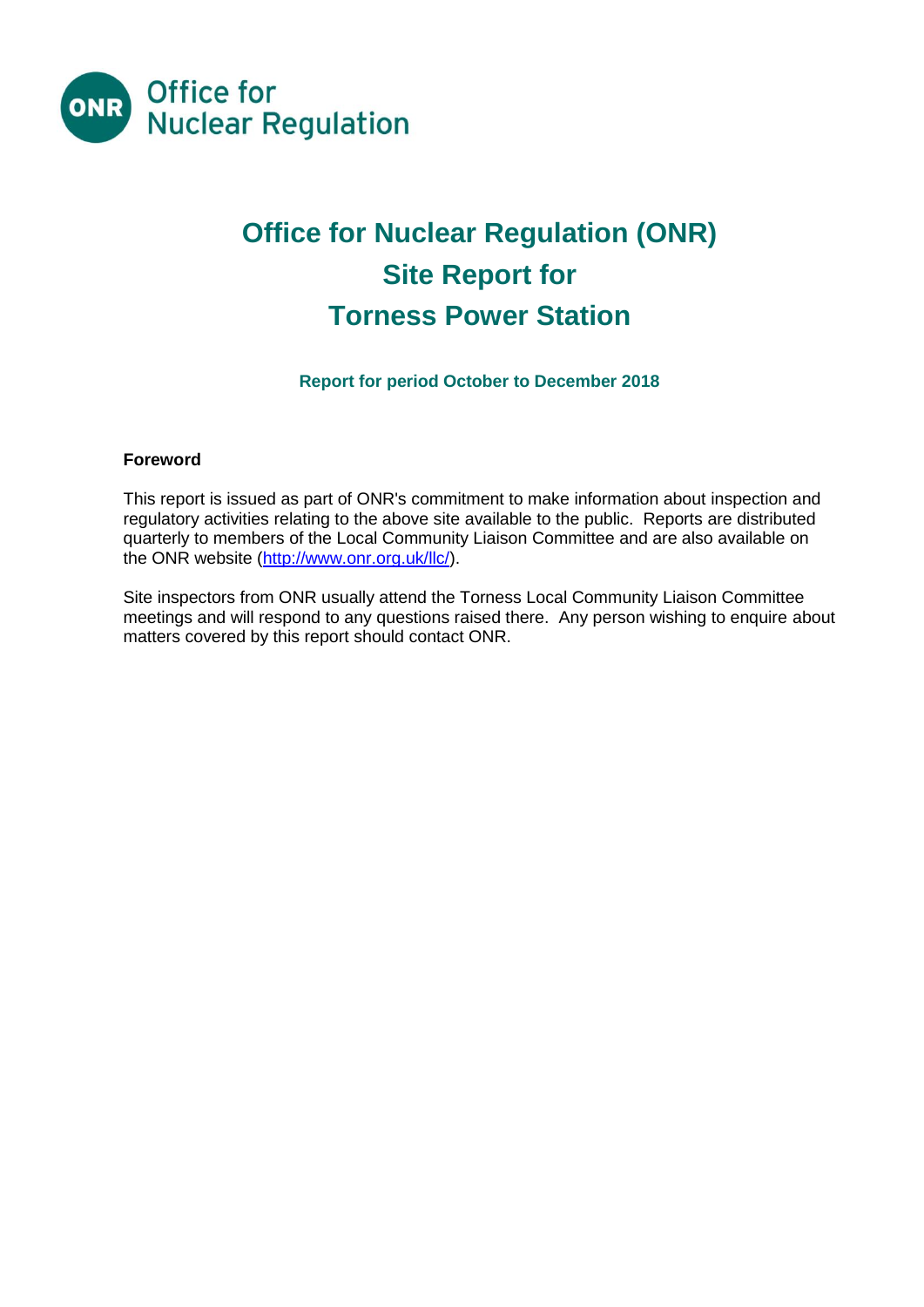# Office for Nuclear Regulation (ONR) Site Report for Torness Power Station

### Report for period October to December 2018

**Foreword**

This report is issued as part of ONR's commitment to make information about inspection and regulatory activities relating to the above site available to the public. Reports are distributed quarterly to members of the Local Community Liaison Committee and are also available on the ONR website (http://www.onr.org.uk/llc/).

Site inspectors from ONR usually attend the Torness Local Community Liaison Committee meetings and will respond to any questions raised there. Any person wishing to enquire about matters covered by this report should contact ONR.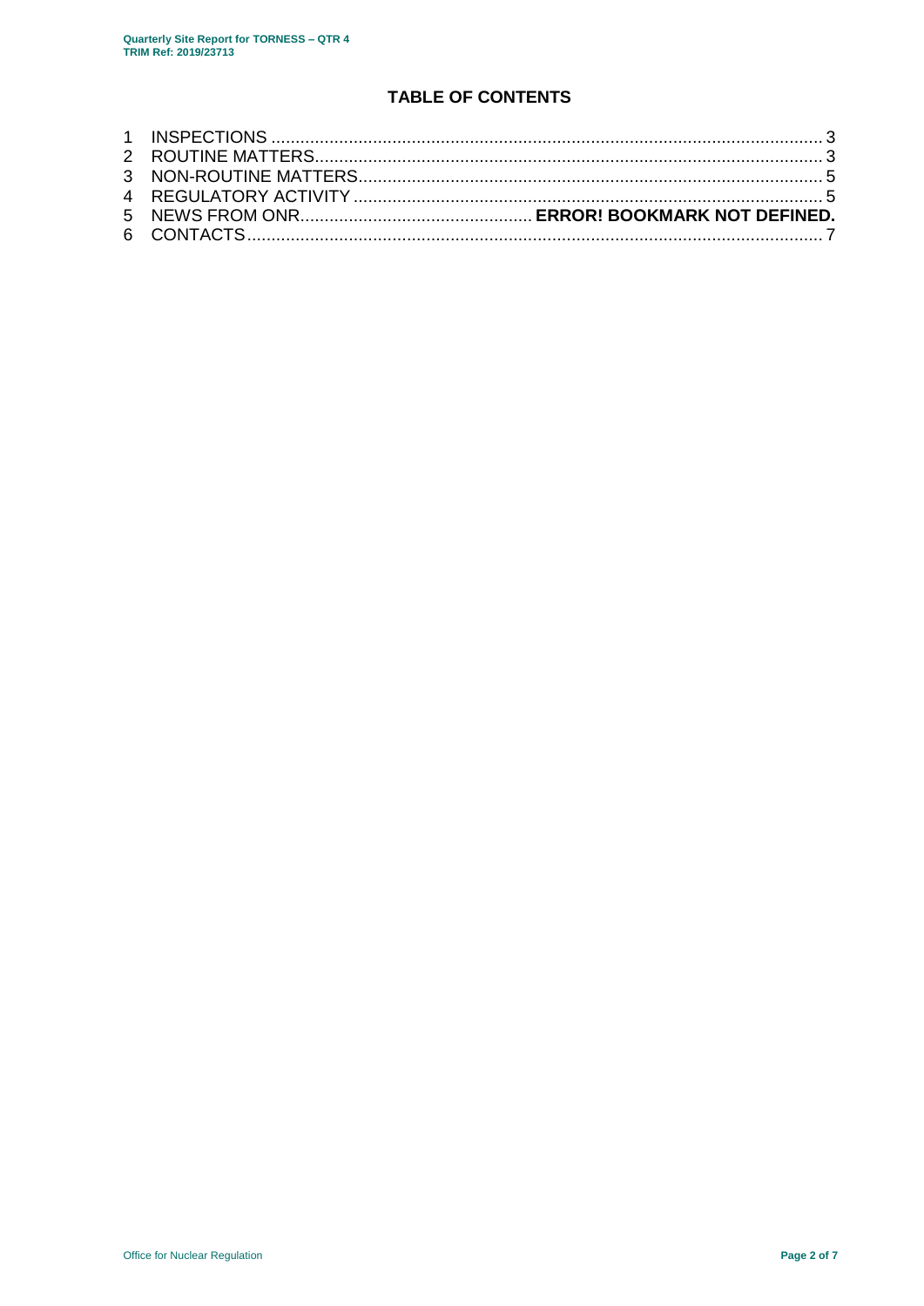## TABLE OF CONTENTS

1 INSPECTIONS ........................................................................................................ 3
2 ROUTINE MATTERS................................................................................................ 3
3 NON-ROUTINE MATTERS........................................................................................ 5
4 REGULATORY ACTIVITY ........................................................................................ 5
5 NEWS FROM ONR............................................... **ERROR! BOOKMARK NOT DEFINED.**
6 CONTACTS.............................................................................................................. 7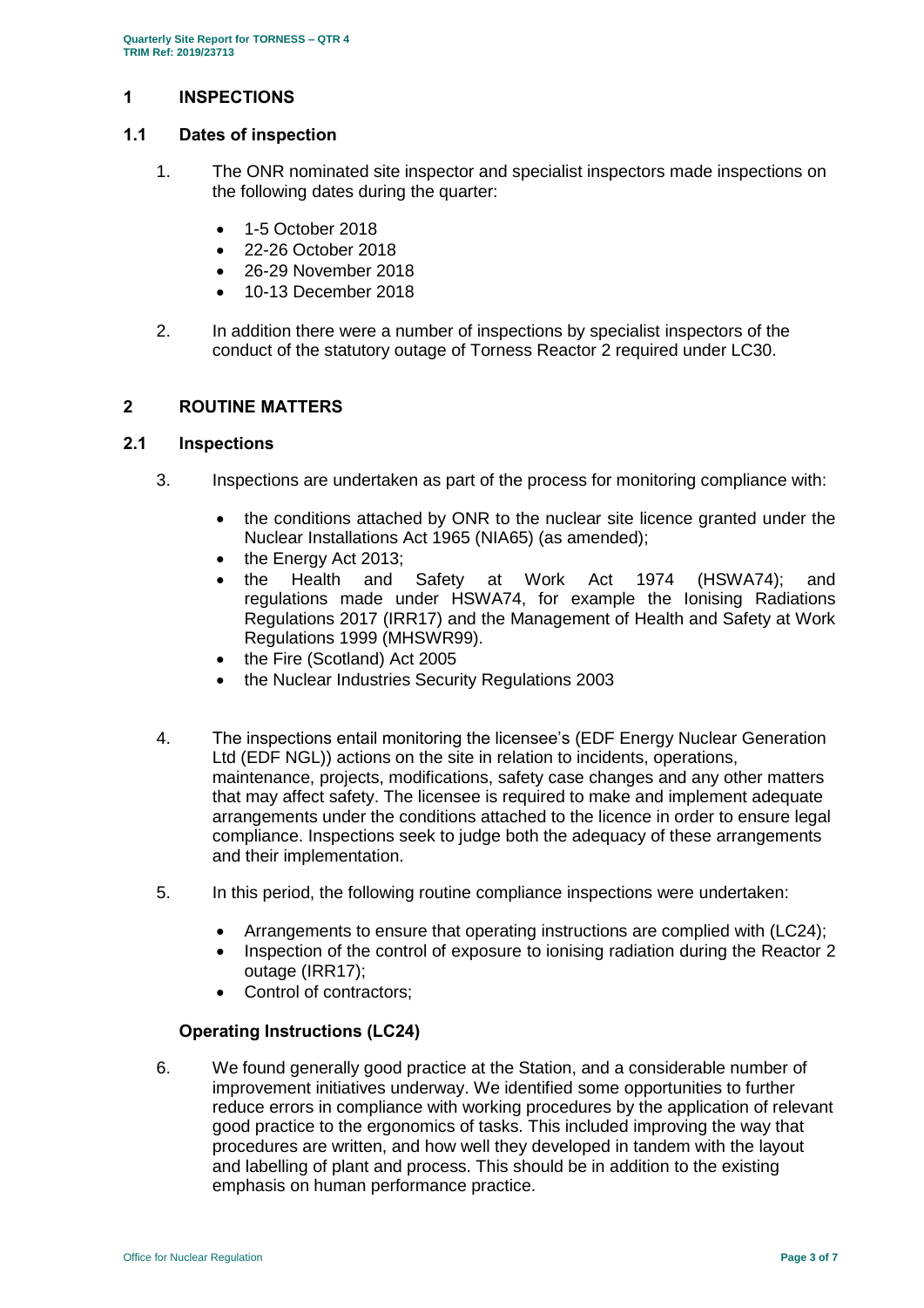## 1 INSPECTIONS

### 1.1 Dates of inspection

1. The ONR nominated site inspector and specialist inspectors made inspections on the following dates during the quarter:

   - 1-5 October 2018
   - 22-26 October 2018
   - 26-29 November 2018
   - 10-13 December 2018

2. In addition there were a number of inspections by specialist inspectors of the conduct of the statutory outage of Torness Reactor 2 required under LC30.

## 2 ROUTINE MATTERS

### 2.1 Inspections

3. Inspections are undertaken as part of the process for monitoring compliance with:

   - the conditions attached by ONR to the nuclear site licence granted under the Nuclear Installations Act 1965 (NIA65) (as amended);
   - the Energy Act 2013;
   - the Health and Safety at Work Act 1974 (HSWA74); and regulations made under HSWA74, for example the Ionising Radiations Regulations 2017 (IRR17) and the Management of Health and Safety at Work Regulations 1999 (MHSWR99).
   - the Fire (Scotland) Act 2005
   - the Nuclear Industries Security Regulations 2003

4. The inspections entail monitoring the licensee's (EDF Energy Nuclear Generation Ltd (EDF NGL)) actions on the site in relation to incidents, operations, maintenance, projects, modifications, safety case changes and any other matters that may affect safety. The licensee is required to make and implement adequate arrangements under the conditions attached to the licence in order to ensure legal compliance. Inspections seek to judge both the adequacy of these arrangements and their implementation.

5. In this period, the following routine compliance inspections were undertaken:

   - Arrangements to ensure that operating instructions are complied with (LC24);
   - Inspection of the control of exposure to ionising radiation during the Reactor 2 outage (IRR17);
   - Control of contractors;

#### Operating Instructions (LC24)

6. We found generally good practice at the Station, and a considerable number of improvement initiatives underway. We identified some opportunities to further reduce errors in compliance with working procedures by the application of relevant good practice to the ergonomics of tasks. This included improving the way that procedures are written, and how well they developed in tandem with the layout and labelling of plant and process. This should be in addition to the existing emphasis on human performance practice.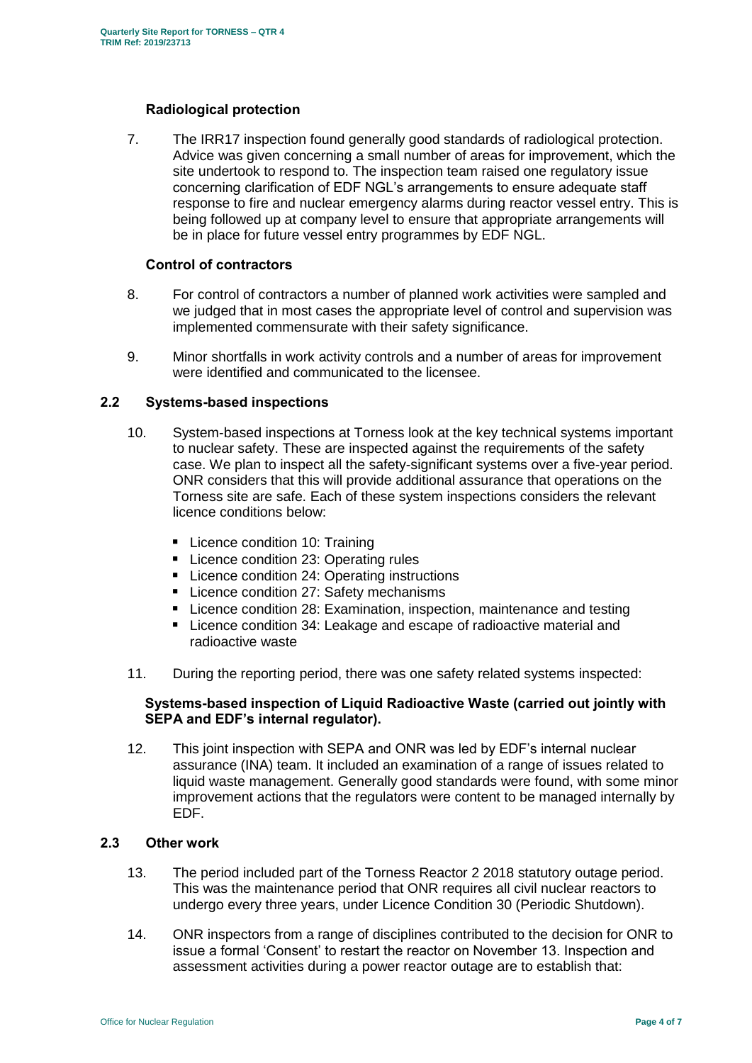### Radiological protection

7. The IRR17 inspection found generally good standards of radiological protection. Advice was given concerning a small number of areas for improvement, which the site undertook to respond to. The inspection team raised one regulatory issue concerning clarification of EDF NGL's arrangements to ensure adequate staff response to fire and nuclear emergency alarms during reactor vessel entry. This is being followed up at company level to ensure that appropriate arrangements will be in place for future vessel entry programmes by EDF NGL.

### Control of contractors

8. For control of contractors a number of planned work activities were sampled and we judged that in most cases the appropriate level of control and supervision was implemented commensurate with their safety significance.

9. Minor shortfalls in work activity controls and a number of areas for improvement were identified and communicated to the licensee.

## 2.2 Systems-based inspections

10. System-based inspections at Torness look at the key technical systems important to nuclear safety. These are inspected against the requirements of the safety case. We plan to inspect all the safety-significant systems over a five-year period. ONR considers that this will provide additional assurance that operations on the Torness site are safe. Each of these system inspections considers the relevant licence conditions below:

   - Licence condition 10: Training
   - Licence condition 23: Operating rules
   - Licence condition 24: Operating instructions
   - Licence condition 27: Safety mechanisms
   - Licence condition 28: Examination, inspection, maintenance and testing
   - Licence condition 34: Leakage and escape of radioactive material and radioactive waste

11. During the reporting period, there was one safety related systems inspected:

**Systems-based inspection of Liquid Radioactive Waste (carried out jointly with SEPA and EDF's internal regulator).**

12. This joint inspection with SEPA and ONR was led by EDF's internal nuclear assurance (INA) team. It included an examination of a range of issues related to liquid waste management. Generally good standards were found, with some minor improvement actions that the regulators were content to be managed internally by EDF.

## 2.3 Other work

13. The period included part of the Torness Reactor 2 2018 statutory outage period. This was the maintenance period that ONR requires all civil nuclear reactors to undergo every three years, under Licence Condition 30 (Periodic Shutdown).

14. ONR inspectors from a range of disciplines contributed to the decision for ONR to issue a formal 'Consent' to restart the reactor on November 13. Inspection and assessment activities during a power reactor outage are to establish that: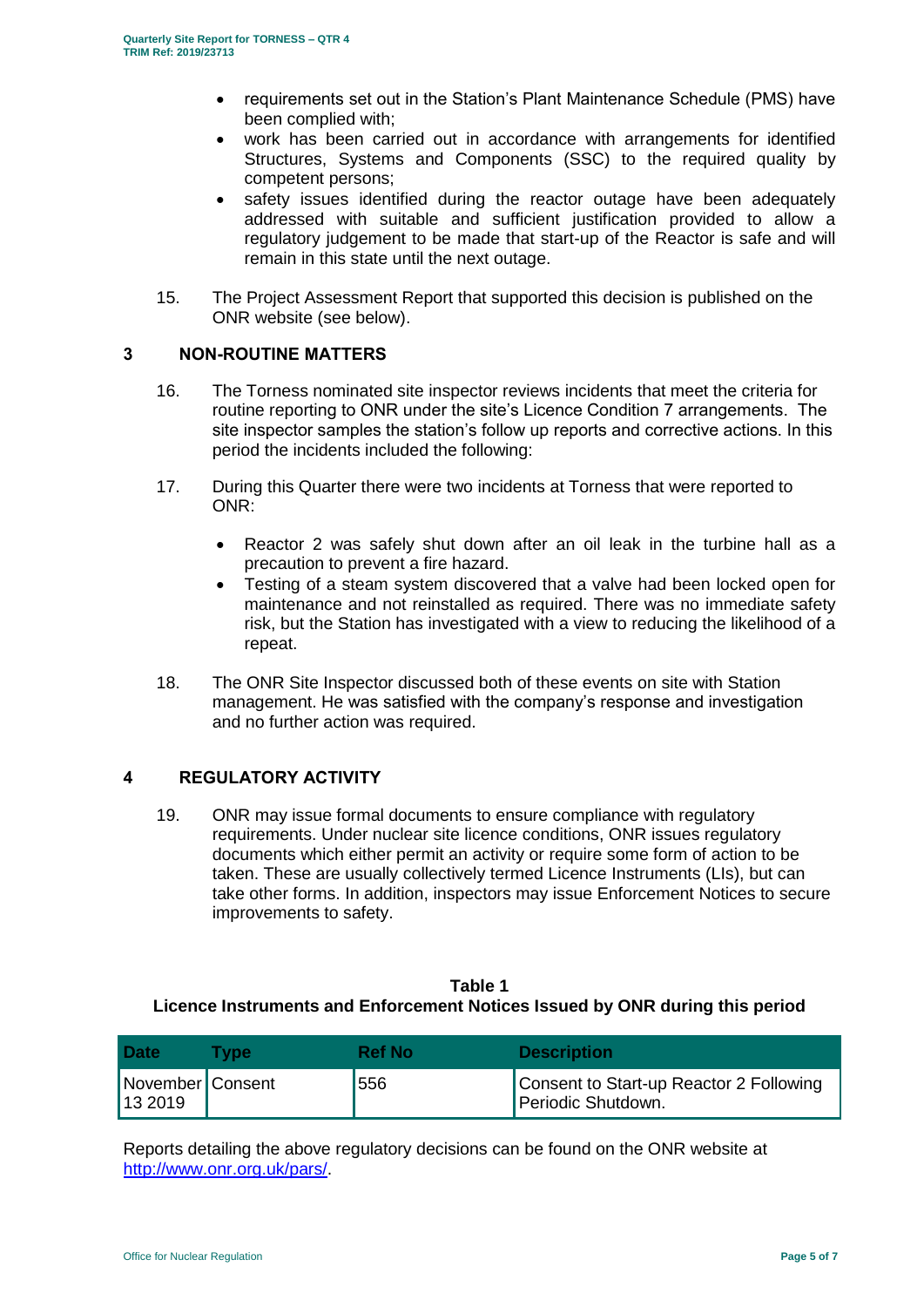- requirements set out in the Station's Plant Maintenance Schedule (PMS) have been complied with;
- work has been carried out in accordance with arrangements for identified Structures, Systems and Components (SSC) to the required quality by competent persons;
- safety issues identified during the reactor outage have been adequately addressed with suitable and sufficient justification provided to allow a regulatory judgement to be made that start-up of the Reactor is safe and will remain in this state until the next outage.

15. The Project Assessment Report that supported this decision is published on the ONR website (see below).

## 3 NON-ROUTINE MATTERS

16. The Torness nominated site inspector reviews incidents that meet the criteria for routine reporting to ONR under the site's Licence Condition 7 arrangements. The site inspector samples the station's follow up reports and corrective actions. In this period the incidents included the following:

17. During this Quarter there were two incidents at Torness that were reported to ONR:

    - Reactor 2 was safely shut down after an oil leak in the turbine hall as a precaution to prevent a fire hazard.
    - Testing of a steam system discovered that a valve had been locked open for maintenance and not reinstalled as required. There was no immediate safety risk, but the Station has investigated with a view to reducing the likelihood of a repeat.

18. The ONR Site Inspector discussed both of these events on site with Station management. He was satisfied with the company's response and investigation and no further action was required.

## 4 REGULATORY ACTIVITY

19. ONR may issue formal documents to ensure compliance with regulatory requirements. Under nuclear site licence conditions, ONR issues regulatory documents which either permit an activity or require some form of action to be taken. These are usually collectively termed Licence Instruments (LIs), but can take other forms. In addition, inspectors may issue Enforcement Notices to secure improvements to safety.

**Table 1**
**Licence Instruments and Enforcement Notices Issued by ONR during this period**

| Date | Type | Ref No | Description |
|---|---|---|---|
| November 13 2019 | Consent | 556 | Consent to Start-up Reactor 2 Following Periodic Shutdown. |

Reports detailing the above regulatory decisions can be found on the ONR website at [http://www.onr.org.uk/pars/](http://www.onr.org.uk/pars/).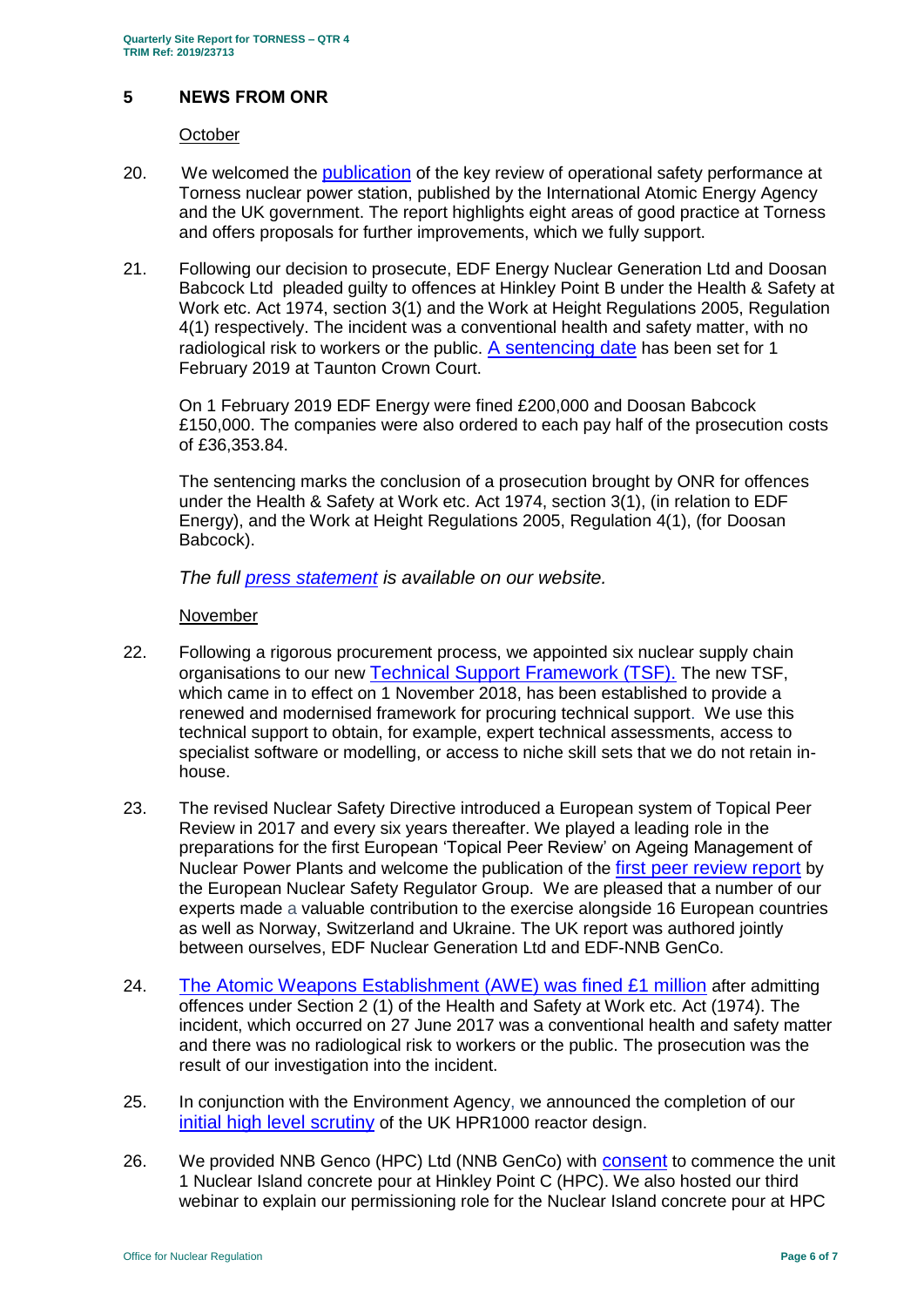## 5 NEWS FROM ONR

October

20. We welcomed the publication of the key review of operational safety performance at Torness nuclear power station, published by the International Atomic Energy Agency and the UK government. The report highlights eight areas of good practice at Torness and offers proposals for further improvements, which we fully support.

21. Following our decision to prosecute, EDF Energy Nuclear Generation Ltd and Doosan Babcock Ltd pleaded guilty to offences at Hinkley Point B under the Health & Safety at Work etc. Act 1974, section 3(1) and the Work at Height Regulations 2005, Regulation 4(1) respectively. The incident was a conventional health and safety matter, with no radiological risk to workers or the public. A sentencing date has been set for 1 February 2019 at Taunton Crown Court.

    On 1 February 2019 EDF Energy were fined £200,000 and Doosan Babcock £150,000. The companies were also ordered to each pay half of the prosecution costs of £36,353.84.

    The sentencing marks the conclusion of a prosecution brought by ONR for offences under the Health & Safety at Work etc. Act 1974, section 3(1), (in relation to EDF Energy), and the Work at Height Regulations 2005, Regulation 4(1), (for Doosan Babcock).

    *The full press statement is available on our website.*

November

22. Following a rigorous procurement process, we appointed six nuclear supply chain organisations to our new Technical Support Framework (TSF). The new TSF, which came in to effect on 1 November 2018, has been established to provide a renewed and modernised framework for procuring technical support. We use this technical support to obtain, for example, expert technical assessments, access to specialist software or modelling, or access to niche skill sets that we do not retain in-house.

23. The revised Nuclear Safety Directive introduced a European system of Topical Peer Review in 2017 and every six years thereafter. We played a leading role in the preparations for the first European 'Topical Peer Review' on Ageing Management of Nuclear Power Plants and welcome the publication of the first peer review report by the European Nuclear Safety Regulator Group. We are pleased that a number of our experts made a valuable contribution to the exercise alongside 16 European countries as well as Norway, Switzerland and Ukraine. The UK report was authored jointly between ourselves, EDF Nuclear Generation Ltd and EDF-NNB GenCo.

24. The Atomic Weapons Establishment (AWE) was fined £1 million after admitting offences under Section 2 (1) of the Health and Safety at Work etc. Act (1974). The incident, which occurred on 27 June 2017 was a conventional health and safety matter and there was no radiological risk to workers or the public. The prosecution was the result of our investigation into the incident.

25. In conjunction with the Environment Agency, we announced the completion of our initial high level scrutiny of the UK HPR1000 reactor design.

26. We provided NNB Genco (HPC) Ltd (NNB GenCo) with consent to commence the unit 1 Nuclear Island concrete pour at Hinkley Point C (HPC). We also hosted our third webinar to explain our permissioning role for the Nuclear Island concrete pour at HPC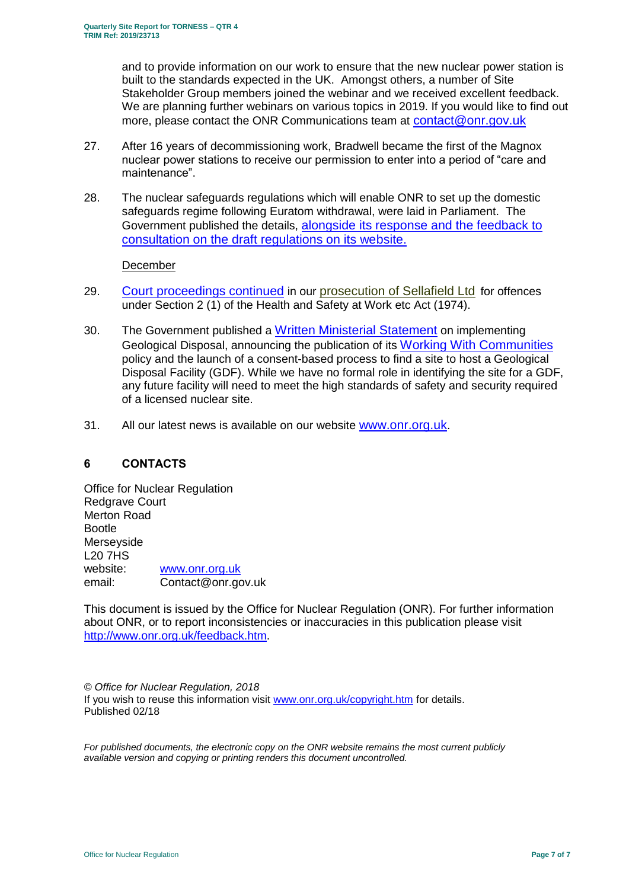and to provide information on our work to ensure that the new nuclear power station is built to the standards expected in the UK. Amongst others, a number of Site Stakeholder Group members joined the webinar and we received excellent feedback. We are planning further webinars on various topics in 2019. If you would like to find out more, please contact the ONR Communications team at [contact@onr.gov.uk](mailto:contact@onr.gov.uk)

27. After 16 years of decommissioning work, Bradwell became the first of the Magnox nuclear power stations to receive our permission to enter into a period of "care and maintenance".

28. The nuclear safeguards regulations which will enable ONR to set up the domestic safeguards regime following Euratom withdrawal, were laid in Parliament. The Government published the details, alongside its response and the feedback to consultation on the draft regulations on its website.

December

29. Court proceedings continued in our prosecution of Sellafield Ltd for offences under Section 2 (1) of the Health and Safety at Work etc Act (1974).

30. The Government published a Written Ministerial Statement on implementing Geological Disposal, announcing the publication of its Working With Communities policy and the launch of a consent-based process to find a site to host a Geological Disposal Facility (GDF). While we have no formal role in identifying the site for a GDF, any future facility will need to meet the high standards of safety and security required of a licensed nuclear site.

31. All our latest news is available on our website [www.onr.org.uk](http://www.onr.org.uk).

## 6 CONTACTS

Office for Nuclear Regulation
Redgrave Court
Merton Road
Bootle
Merseyside
L20 7HS
website: [www.onr.org.uk](http://www.onr.org.uk)
email: Contact@onr.gov.uk

This document is issued by the Office for Nuclear Regulation (ONR). For further information about ONR, or to report inconsistencies or inaccuracies in this publication please visit [http://www.onr.org.uk/feedback.htm](http://www.onr.org.uk/feedback.htm).

*© Office for Nuclear Regulation, 2018*
If you wish to reuse this information visit [www.onr.org.uk/copyright.htm](http://www.onr.org.uk/copyright.htm) for details.
Published 02/18

*For published documents, the electronic copy on the ONR website remains the most current publicly available version and copying or printing renders this document uncontrolled.*